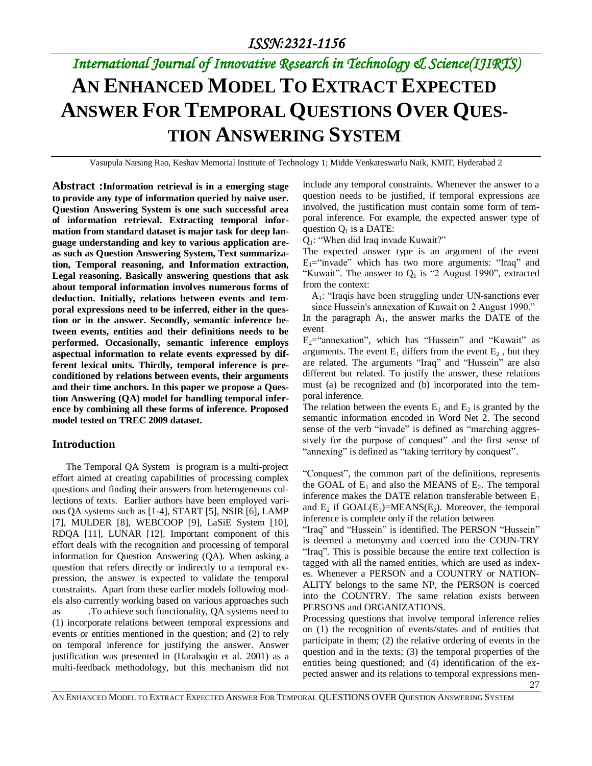# AN ENHANCED MODEL TO EXTRACT EXPECTED ANSWER FOR TEMPORAL QUESTIONS OVER QUESTION ANSWERING SYSTEM

Vasupula Narsing Rao, Keshav Memorial Institute of Technology 1; Midde Venkateswarlu Naik, KMIT, Hyderabad 2

**Abstract :Information retrieval is in a emerging stage to provide any type of information queried by naive user. Question Answering System is one such successful area of information retrieval. Extracting temporal information from standard dataset is major task for deep language understanding and key to various application areas such as Question Answering System, Text summarization, Temporal reasoning, and Information extraction, Legal reasoning. Basically answering questions that ask about temporal information involves numerous forms of deduction. Initially, relations between events and temporal expressions need to be inferred, either in the question or in the answer. Secondly, semantic inference between events, entities and their definitions needs to be performed. Occasionally, semantic inference employs aspectual information to relate events expressed by different lexical units. Thirdly, temporal inference is preconditioned by relations between events, their arguments and their time anchors. In this paper we propose a Question Answering (QA) model for handling temporal inference by combining all these forms of inference. Proposed model tested on TREC 2009 dataset.**

## Introduction

The Temporal QA System is program is a multi-project effort aimed at creating capabilities of processing complex questions and finding their answers from heterogeneous collections of texts. Earlier authors have been employed various QA systems such as [1-4], START [5], NSIR [6], LAMP [7], MULDER [8], WEBCOOP [9], LaSiE System [10], RDQA [11], LUNAR [12]. Important component of this effort deals with the recognition and processing of temporal information for Question Answering (QA). When asking a question that refers directly or indirectly to a temporal expression, the answer is expected to validate the temporal constraints. Apart from these earlier models following models also currently working based on various approaches such as .To achieve such functionality, QA systems need to (1) incorporate relations between temporal expressions and events or entities mentioned in the question; and (2) to rely on temporal inference for justifying the answer. Answer justification was presented in (Harabagiu et al. 2001) as a multi-feedback methodology, but this mechanism did not include any temporal constraints. Whenever the answer to a question needs to be justified, if temporal expressions are involved, the justification must contain some form of temporal inference. For example, the expected answer type of question $Q_1$ is a DATE:

$Q_1$: "When did Iraq invade Kuwait?"

The expected answer type is an argument of the event $E_1$="invade" which has two more arguments: "Iraq" and "Kuwait". The answer to $Q_1$ is "2 August 1990", extracted from the context:

$A_1$: "Iraqis have been struggling under UN-sanctions ever since Hussein's annexation of Kuwait on 2 August 1990."

In the paragraph $A_1$, the answer marks the DATE of the event

$E_2$="annexation", which has "Hussein" and "Kuwait" as arguments. The event $E_1$ differs from the event $E_2$ , but they are related. The arguments "Iraq" and "Hussein" are also different but related. To justify the answer, these relations must (a) be recognized and (b) incorporated into the temporal inference.

The relation between the events $E_1$ and $E_2$ is granted by the semantic information encoded in Word Net 2. The second sense of the verb "invade" is defined as "marching aggressively for the purpose of conquest" and the first sense of "annexing" is defined as "taking territory by conquest".

"Conquest", the common part of the definitions, represents the GOAL of $E_1$ and also the MEANS of $E_2$. The temporal inference makes the DATE relation transferable between $E_1$ and $E_2$ if GOAL($E_1$)=MEANS($E_2$). Moreover, the temporal inference is complete only if the relation between "Iraq" and "Hussein" is identified. The PERSON "Hussein" is deemed a metonymy and coerced into the COUN-TRY "Iraq". This is possible because the entire text collection is tagged with all the named entities, which are used as indexes. Whenever a PERSON and a COUNTRY or NATIONALITY belongs to the same NP, the PERSON is coerced into the COUNTRY. The same relation exists between PERSONS and ORGANIZATIONS.

Processing questions that involve temporal inference relies on (1) the recognition of events/states and of entities that participate in them; (2) the relative ordering of events in the question and in the texts; (3) the temporal properties of the entities being questioned; and (4) identification of the expected answer and its relations to temporal expressions men-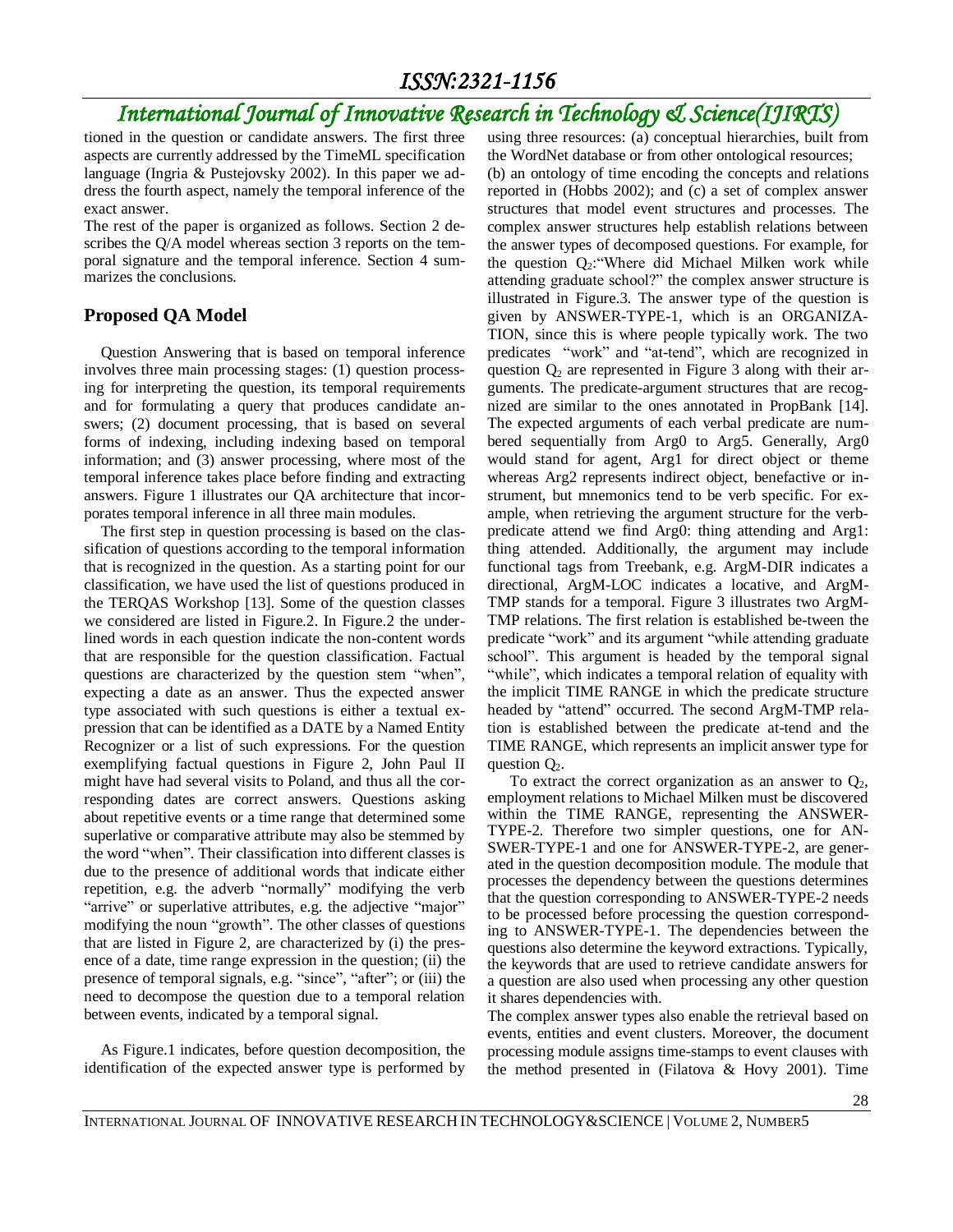tioned in the question or candidate answers. The first three aspects are currently addressed by the TimeML specification language (Ingria & Pustejovsky 2002). In this paper we address the fourth aspect, namely the temporal inference of the exact answer.

The rest of the paper is organized as follows. Section 2 describes the Q/A model whereas section 3 reports on the temporal signature and the temporal inference. Section 4 summarizes the conclusions.

## Proposed QA Model

Question Answering that is based on temporal inference involves three main processing stages: (1) question processing for interpreting the question, its temporal requirements and for formulating a query that produces candidate answers; (2) document processing, that is based on several forms of indexing, including indexing based on temporal information; and (3) answer processing, where most of the temporal inference takes place before finding and extracting answers. Figure 1 illustrates our QA architecture that incorporates temporal inference in all three main modules.

The first step in question processing is based on the classification of questions according to the temporal information that is recognized in the question. As a starting point for our classification, we have used the list of questions produced in the TERQAS Workshop [13]. Some of the question classes we considered are listed in Figure.2. In Figure.2 the underlined words in each question indicate the non-content words that are responsible for the question classification. Factual questions are characterized by the question stem "when", expecting a date as an answer. Thus the expected answer type associated with such questions is either a textual expression that can be identified as a DATE by a Named Entity Recognizer or a list of such expressions. For the question exemplifying factual questions in Figure 2, John Paul II might have had several visits to Poland, and thus all the corresponding dates are correct answers. Questions asking about repetitive events or a time range that determined some superlative or comparative attribute may also be stemmed by the word "when". Their classification into different classes is due to the presence of additional words that indicate either repetition, e.g. the adverb "normally" modifying the verb "arrive" or superlative attributes, e.g. the adjective "major" modifying the noun "growth". The other classes of questions that are listed in Figure 2, are characterized by (i) the presence of a date, time range expression in the question; (ii) the presence of temporal signals, e.g. "since", "after"; or (iii) the need to decompose the question due to a temporal relation between events, indicated by a temporal signal.

As Figure.1 indicates, before question decomposition, the identification of the expected answer type is performed by using three resources: (a) conceptual hierarchies, built from the WordNet database or from other ontological resources; (b) an ontology of time encoding the concepts and relations reported in (Hobbs 2002); and (c) a set of complex answer structures that model event structures and processes. The complex answer structures help establish relations between the answer types of decomposed questions. For example, for the question $Q_2$:"Where did Michael Milken work while attending graduate school?" the complex answer structure is illustrated in Figure.3. The answer type of the question is given by ANSWER-TYPE-1, which is an ORGANIZATION, since this is where people typically work. The two predicates "work" and "at-tend", which are recognized in question $Q_2$ are represented in Figure 3 along with their arguments. The predicate-argument structures that are recognized are similar to the ones annotated in PropBank [14]. The expected arguments of each verbal predicate are numbered sequentially from Arg0 to Arg5. Generally, Arg0 would stand for agent, Arg1 for direct object or theme whereas Arg2 represents indirect object, benefactive or instrument, but mnemonics tend to be verb specific. For example, when retrieving the argument structure for the verb-predicate attend we find Arg0: thing attending and Arg1: thing attended. Additionally, the argument may include functional tags from Treebank, e.g. ArgM-DIR indicates a directional, ArgM-LOC indicates a locative, and ArgM-TMP stands for a temporal. Figure 3 illustrates two ArgM-TMP relations. The first relation is established be-tween the predicate "work" and its argument "while attending graduate school". This argument is headed by the temporal signal "while", which indicates a temporal relation of equality with the implicit TIME RANGE in which the predicate structure headed by "attend" occurred. The second ArgM-TMP relation is established between the predicate at-tend and the TIME RANGE, which represents an implicit answer type for question $Q_2$.

To extract the correct organization as an answer to $Q_2$, employment relations to Michael Milken must be discovered within the TIME RANGE, representing the ANSWER-TYPE-2. Therefore two simpler questions, one for ANSWER-TYPE-1 and one for ANSWER-TYPE-2, are generated in the question decomposition module. The module that processes the dependency between the questions determines that the question corresponding to ANSWER-TYPE-2 needs to be processed before processing the question corresponding to ANSWER-TYPE-1. The dependencies between the questions also determine the keyword extractions. Typically, the keywords that are used to retrieve candidate answers for a question are also used when processing any other question it shares dependencies with.

The complex answer types also enable the retrieval based on events, entities and event clusters. Moreover, the document processing module assigns time-stamps to event clauses with the method presented in (Filatova & Hovy 2001). Time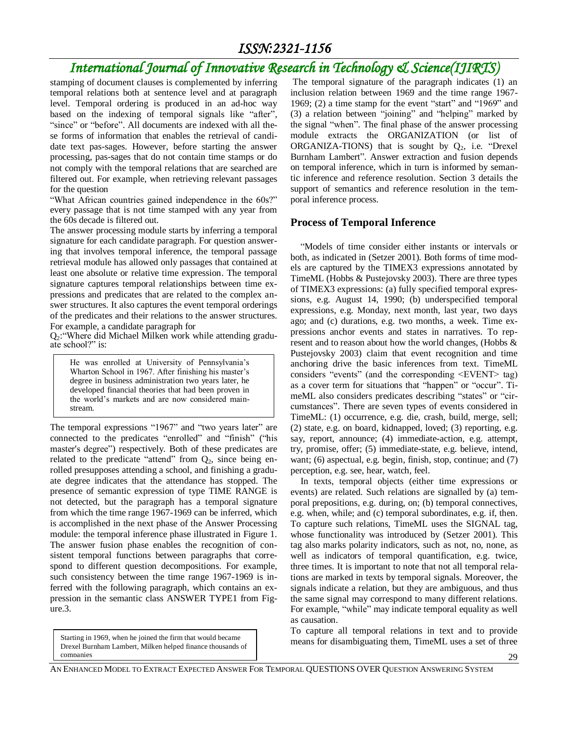stamping of document clauses is complemented by inferring temporal relations both at sentence level and at paragraph level. Temporal ordering is produced in an ad-hoc way based on the indexing of temporal signals like "after", "since" or "before". All documents are indexed with all these forms of information that enables the retrieval of candidate text pas-sages. However, before starting the answer processing, pas-sages that do not contain time stamps or do not comply with the temporal relations that are searched are filtered out. For example, when retrieving relevant passages for the question

"What African countries gained independence in the 60s?" every passage that is not time stamped with any year from the 60s decade is filtered out.

The answer processing module starts by inferring a temporal signature for each candidate paragraph. For question answering that involves temporal inference, the temporal passage retrieval module has allowed only passages that contained at least one absolute or relative time expression. The temporal signature captures temporal relationships between time expressions and predicates that are related to the complex answer structures. It also captures the event temporal orderings of the predicates and their relations to the answer structures. For example, a candidate paragraph for

$Q_2$:"Where did Michael Milken work while attending graduate school?" is:

> He was enrolled at University of Pennsylvania's Wharton School in 1967. After finishing his master's degree in business administration two years later, he developed financial theories that had been proven in the world's markets and are now considered mainstream.

The temporal expressions "1967" and "two years later" are connected to the predicates "enrolled" and "finish" ("his master's degree") respectively. Both of these predicates are related to the predicate "attend" from $Q_2$, since being enrolled presupposes attending a school, and finishing a graduate degree indicates that the attendance has stopped. The presence of semantic expression of type TIME RANGE is not detected, but the paragraph has a temporal signature from which the time range 1967-1969 can be inferred, which is accomplished in the next phase of the Answer Processing module: the temporal inference phase illustrated in Figure 1. The answer fusion phase enables the recognition of consistent temporal functions between paragraphs that correspond to different question decompositions. For example, such consistency between the time range 1967-1969 is inferred with the following paragraph, which contains an expression in the semantic class ANSWER TYPE1 from Figure.3.

> Starting in 1969, when he joined the firm that would became Drexel Burnham Lambert, Milken helped finance thousands of companies

The temporal signature of the paragraph indicates (1) an inclusion relation between 1969 and the time range 1967-1969; (2) a time stamp for the event "start" and "1969" and (3) a relation between "joining" and "helping" marked by the signal "when". The final phase of the answer processing module extracts the ORGANIZATION (or list of ORGANIZA-TIONS) that is sought by $Q_2$, i.e. "Drexel Burnham Lambert". Answer extraction and fusion depends on temporal inference, which in turn is informed by semantic inference and reference resolution. Section 3 details the support of semantics and reference resolution in the temporal inference process.

## Process of Temporal Inference

"Models of time consider either instants or intervals or both, as indicated in (Setzer 2001). Both forms of time models are captured by the TIMEX3 expressions annotated by TimeML (Hobbs & Pustejovsky 2003). There are three types of TIMEX3 expressions: (a) fully specified temporal expressions, e.g. August 14, 1990; (b) underspecified temporal expressions, e.g. Monday, next month, last year, two days ago; and (c) durations, e.g. two months, a week. Time expressions anchor events and states in narratives. To represent and to reason about how the world changes, (Hobbs & Pustejovsky 2003) claim that event recognition and time anchoring drive the basic inferences from text. TimeML considers "events" (and the corresponding <EVENT> tag) as a cover term for situations that "happen" or "occur". TimeML also considers predicates describing "states" or "circumstances". There are seven types of events considered in TimeML: (1) occurrence, e.g. die, crash, build, merge, sell; (2) state, e.g. on board, kidnapped, loved; (3) reporting, e.g. say, report, announce; (4) immediate-action, e.g. attempt, try, promise, offer; (5) immediate-state, e.g. believe, intend, want; (6) aspectual, e.g. begin, finish, stop, continue; and (7) perception, e.g. see, hear, watch, feel.

In texts, temporal objects (either time expressions or events) are related. Such relations are signalled by (a) temporal prepositions, e.g. during, on; (b) temporal connectives, e.g. when, while; and (c) temporal subordinates, e.g. if, then. To capture such relations, TimeML uses the SIGNAL tag, whose functionality was introduced by (Setzer 2001). This tag also marks polarity indicators, such as not, no, none, as well as indicators of temporal quantification, e.g. twice, three times. It is important to note that not all temporal relations are marked in texts by temporal signals. Moreover, the signals indicate a relation, but they are ambiguous, and thus the same signal may correspond to many different relations. For example, "while" may indicate temporal equality as well as causation.

To capture all temporal relations in text and to provide means for disambiguating them, TimeML uses a set of three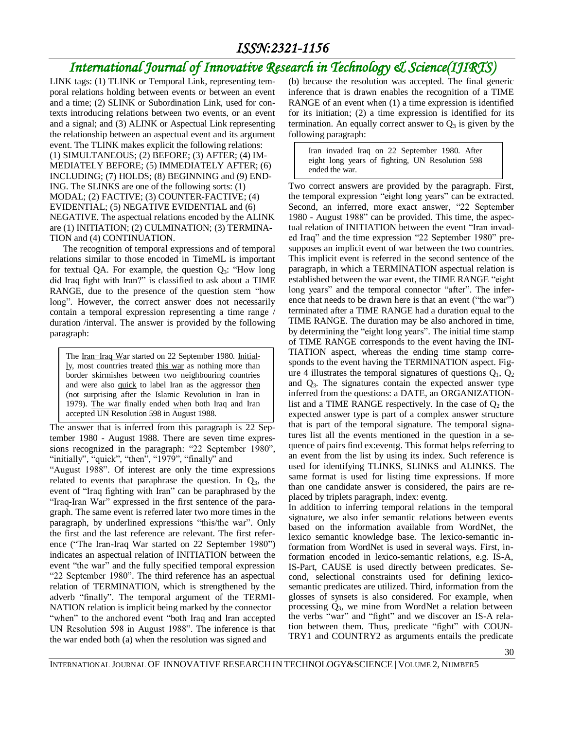LINK tags: (1) TLINK or Temporal Link, representing temporal relations holding between events or between an event and a time; (2) SLINK or Subordination Link, used for contexts introducing relations between two events, or an event and a signal; and (3) ALINK or Aspectual Link representing the relationship between an aspectual event and its argument event. The TLINK makes explicit the following relations: (1) SIMULTANEOUS; (2) BEFORE; (3) AFTER; (4) IMMEDIATELY BEFORE; (5) IMMEDIATELY AFTER; (6) INCLUDING; (7) HOLDS; (8) BEGINNING and (9) ENDING. The SLINKS are one of the following sorts: (1) MODAL; (2) FACTIVE; (3) COUNTER-FACTIVE; (4) EVIDENTIAL; (5) NEGATIVE EVIDENTIAL and (6) NEGATIVE. The aspectual relations encoded by the ALINK are (1) INITIATION; (2) CULMINATION; (3) TERMINATION and (4) CONTINUATION.

The recognition of temporal expressions and of temporal relations similar to those encoded in TimeML is important for textual QA. For example, the question $Q_3$: "How long did Iraq fight with Iran?" is classified to ask about a TIME RANGE, due to the presence of the question stem "how long". However, the correct answer does not necessarily contain a temporal expression representing a time range / duration /interval. The answer is provided by the following paragraph:

> The Iran−Iraq War started on 22 September 1980. Initially, most countries treated this war as nothing more than border skirmishes between two neighbouring countries and were also quick to label Iran as the aggressor then (not surprising after the Islamic Revolution in Iran in 1979). The war finally ended when both Iraq and Iran accepted UN Resolution 598 in August 1988.

The answer that is inferred from this paragraph is 22 September 1980 - August 1988. There are seven time expressions recognized in the paragraph: "22 September 1980", "initially", "quick", "then", "1979", "finally" and "August 1988". Of interest are only the time expressions related to events that paraphrase the question. In $Q_3$, the event of "Iraq fighting with Iran" can be paraphrased by the "Iraq-Iran War" expressed in the first sentence of the paragraph. The same event is referred later two more times in the paragraph, by underlined expressions "this/the war". Only the first and the last reference are relevant. The first reference ("The Iran-Iraq War started on 22 September 1980") indicates an aspectual relation of INITIATION between the event "the war" and the fully specified temporal expression "22 September 1980". The third reference has an aspectual relation of TERMINATION, which is strengthened by the adverb "finally". The temporal argument of the TERMINATION relation is implicit being marked by the connector "when" to the anchored event "both Iraq and Iran accepted UN Resolution 598 in August 1988". The inference is that the war ended both (a) when the resolution was signed and (b) because the resolution was accepted. The final generic inference that is drawn enables the recognition of a TIME RANGE of an event when (1) a time expression is identified for its initiation; (2) a time expression is identified for its termination. An equally correct answer to $Q_3$ is given by the following paragraph:

> Iran invaded Iraq on 22 September 1980. After eight long years of fighting, UN Resolution 598 ended the war.

Two correct answers are provided by the paragraph. First, the temporal expression "eight long years" can be extracted. Second, an inferred, more exact answer, "22 September 1980 - August 1988" can be provided. This time, the aspectual relation of INITIATION between the event "Iran invaded Iraq" and the time expression "22 September 1980" presupposes an implicit event of war between the two countries. This implicit event is referred in the second sentence of the paragraph, in which a TERMINATION aspectual relation is established between the war event, the TIME RANGE "eight long years" and the temporal connector "after". The inference that needs to be drawn here is that an event ("the war") terminated after a TIME RANGE had a duration equal to the TIME RANGE. The duration may be also anchored in time, by determining the "eight long years". The initial time stamp of TIME RANGE corresponds to the event having the INITIATION aspect, whereas the ending time stamp corresponds to the event having the TERMINATION aspect. Figure 4 illustrates the temporal signatures of questions $Q_1$, $Q_2$ and $Q_3$. The signatures contain the expected answer type inferred from the questions: a DATE, an ORGANIZATION-list and a TIME RANGE respectively. In the case of $Q_2$ the expected answer type is part of a complex answer structure that is part of the temporal signature. The temporal signatures list all the events mentioned in the question in a sequence of pairs find ex:eventg. This format helps referring to an event from the list by using its index. Such reference is used for identifying TLINKS, SLINKS and ALINKS. The same format is used for listing time expressions. If more than one candidate answer is considered, the pairs are replaced by triplets paragraph, index: eventg.

In addition to inferring temporal relations in the temporal signature, we also infer semantic relations between events based on the information available from WordNet, the lexico semantic knowledge base. The lexico-semantic information from WordNet is used in several ways. First, information encoded in lexico-semantic relations, e.g. IS-A, IS-Part, CAUSE is used directly between predicates. Second, selectional constraints used for defining lexico-semantic predicates are utilized. Third, information from the glosses of synsets is also considered. For example, when processing $Q_3$, we mine from WordNet a relation between the verbs "war" and "fight" and we discover an IS-A relation between them. Thus, predicate "fight" with COUNTRY1 and COUNTRY2 as arguments entails the predicate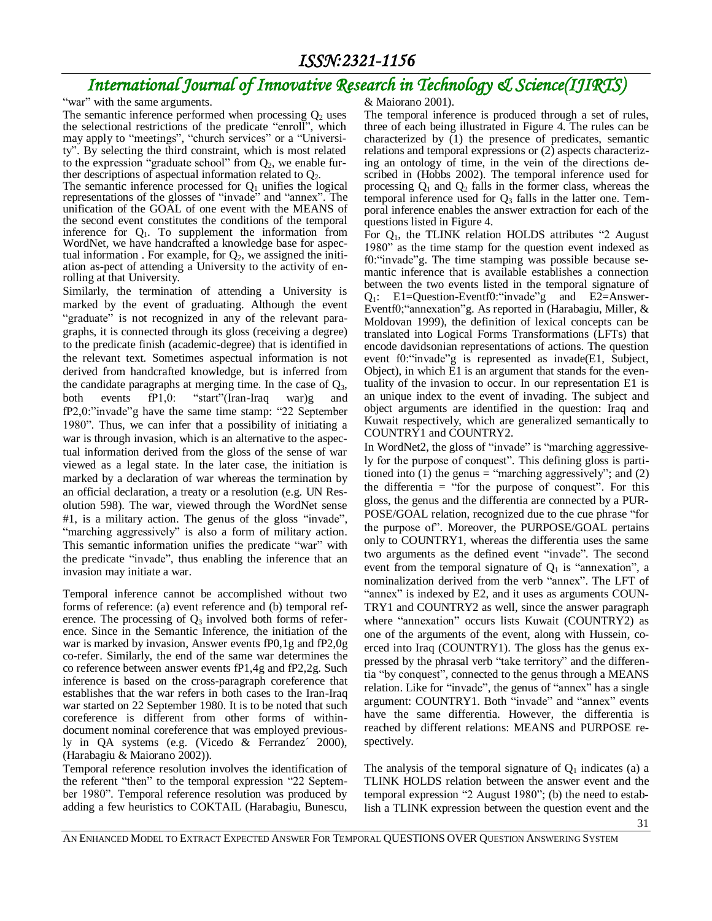"war" with the same arguments.

The semantic inference performed when processing $Q_2$ uses the selectional restrictions of the predicate "enroll", which may apply to "meetings", "church services" or a "University". By selecting the third constraint, which is most related to the expression "graduate school" from $Q_2$, we enable further descriptions of aspectual information related to $Q_2$.

The semantic inference processed for $Q_1$ unifies the logical representations of the glosses of "invade" and "annex". The unification of the GOAL of one event with the MEANS of the second event constitutes the conditions of the temporal inference for $Q_1$. To supplement the information from WordNet, we have handcrafted a knowledge base for aspectual information . For example, for $Q_2$, we assigned the initiation as-pect of attending a University to the activity of enrolling at that University.

Similarly, the termination of attending a University is marked by the event of graduating. Although the event "graduate" is not recognized in any of the relevant paragraphs, it is connected through its gloss (receiving a degree) to the predicate finish (academic-degree) that is identified in the relevant text. Sometimes aspectual information is not derived from handcrafted knowledge, but is inferred from the candidate paragraphs at merging time. In the case of $Q_3$, both events fP1,0: "start"(Iran-Iraq war)g and fP2,0:"invade"g have the same time stamp: "22 September 1980". Thus, we can infer that a possibility of initiating a war is through invasion, which is an alternative to the aspectual information derived from the gloss of the sense of war viewed as a legal state. In the later case, the initiation is marked by a declaration of war whereas the termination by an official declaration, a treaty or a resolution (e.g. UN Resolution 598). The war, viewed through the WordNet sense #1, is a military action. The genus of the gloss "invade", "marching aggressively" is also a form of military action. This semantic information unifies the predicate "war" with the predicate "invade", thus enabling the inference that an invasion may initiate a war.

Temporal inference cannot be accomplished without two forms of reference: (a) event reference and (b) temporal reference. The processing of $Q_3$ involved both forms of reference. Since in the Semantic Inference, the initiation of the war is marked by invasion, Answer events fP0,1g and fP2,0g co-refer. Similarly, the end of the same war determines the co reference between answer events fP1,4g and fP2,2g. Such inference is based on the cross-paragraph coreference that establishes that the war refers in both cases to the Iran-Iraq war started on 22 September 1980. It is to be noted that such coreference is different from other forms of within-document nominal coreference that was employed previously in QA systems (e.g. (Vicedo & Ferrandez´ 2000), (Harabagiu & Maiorano 2002)).

Temporal reference resolution involves the identification of the referent "then" to the temporal expression "22 September 1980". Temporal reference resolution was produced by adding a few heuristics to COKTAIL (Harabagiu, Bunescu, & Maiorano 2001).

The temporal inference is produced through a set of rules, three of each being illustrated in Figure 4. The rules can be characterized by (1) the presence of predicates, semantic relations and temporal expressions or (2) aspects characterizing an ontology of time, in the vein of the directions described in (Hobbs 2002). The temporal inference used for processing $Q_1$ and $Q_2$ falls in the former class, whereas the temporal inference used for $Q_3$ falls in the latter one. Temporal inference enables the answer extraction for each of the questions listed in Figure 4.

For $Q_1$, the TLINK relation HOLDS attributes "2 August 1980" as the time stamp for the question event indexed as f0:"invade"g. The time stamping was possible because semantic inference that is available establishes a connection between the two events listed in the temporal signature of $Q_1$: E1=Question-Eventf0:"invade"g and E2=Answer-Eventf0;"annexation"g. As reported in (Harabagiu, Miller, & Moldovan 1999), the definition of lexical concepts can be translated into Logical Forms Transformations (LFTs) that encode davidsonian representations of actions. The question event f0:"invade"g is represented as invade(E1, Subject, Object), in which E1 is an argument that stands for the eventuality of the invasion to occur. In our representation E1 is an unique index to the event of invading. The subject and object arguments are identified in the question: Iraq and Kuwait respectively, which are generalized semantically to COUNTRY1 and COUNTRY2.

In WordNet2, the gloss of "invade" is "marching aggressively for the purpose of conquest". This defining gloss is partitioned into (1) the genus = "marching aggressively"; and (2) the differentia = "for the purpose of conquest". For this gloss, the genus and the differentia are connected by a PURPOSE/GOAL relation, recognized due to the cue phrase "for the purpose of". Moreover, the PURPOSE/GOAL pertains only to COUNTRY1, whereas the differentia uses the same two arguments as the defined event "invade". The second event from the temporal signature of $Q_1$ is "annexation", a nominalization derived from the verb "annex". The LFT of "annex" is indexed by E2, and it uses as arguments COUNTRY1 and COUNTRY2 as well, since the answer paragraph where "annexation" occurs lists Kuwait (COUNTRY2) as one of the arguments of the event, along with Hussein, coerced into Iraq (COUNTRY1). The gloss has the genus expressed by the phrasal verb "take territory" and the differentia "by conquest", connected to the genus through a MEANS relation. Like for "invade", the genus of "annex" has a single argument: COUNTRY1. Both "invade" and "annex" events have the same differentia. However, the differentia is reached by different relations: MEANS and PURPOSE respectively.

The analysis of the temporal signature of $Q_1$ indicates (a) a TLINK HOLDS relation between the answer event and the temporal expression "2 August 1980"; (b) the need to establish a TLINK expression between the question event and the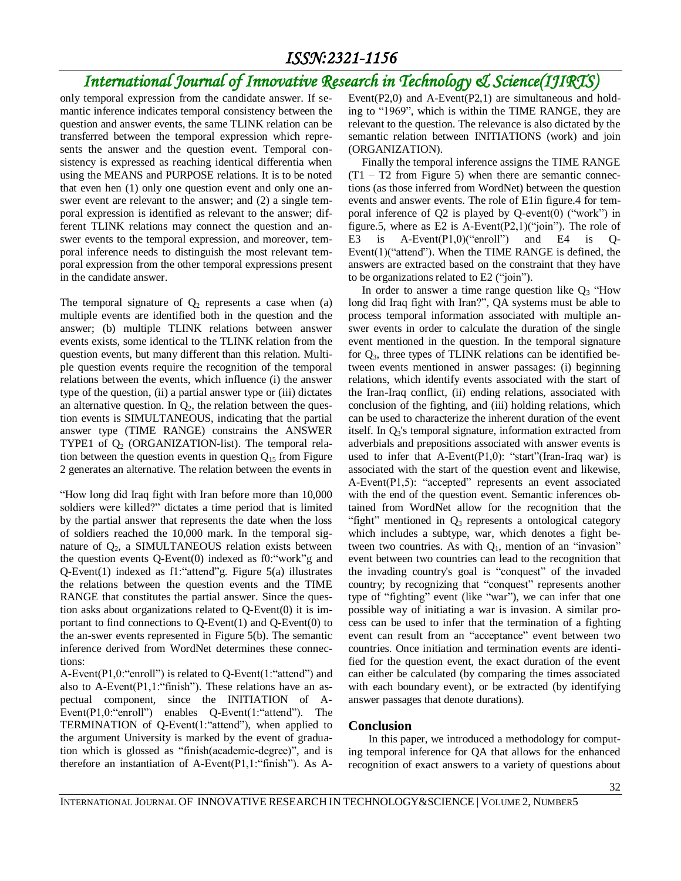only temporal expression from the candidate answer. If semantic inference indicates temporal consistency between the question and answer events, the same TLINK relation can be transferred between the temporal expression which represents the answer and the question event. Temporal consistency is expressed as reaching identical differentia when using the MEANS and PURPOSE relations. It is to be noted that even hen (1) only one question event and only one answer event are relevant to the answer; and (2) a single temporal expression is identified as relevant to the answer; different TLINK relations may connect the question and answer events to the temporal expression, and moreover, temporal inference needs to distinguish the most relevant temporal expression from the other temporal expressions present in the candidate answer.

The temporal signature of $Q_2$ represents a case when (a) multiple events are identified both in the question and the answer; (b) multiple TLINK relations between answer events exists, some identical to the TLINK relation from the question events, but many different than this relation. Multiple question events require the recognition of the temporal relations between the events, which influence (i) the answer type of the question, (ii) a partial answer type or (iii) dictates an alternative question. In $Q_2$, the relation between the question events is SIMULTANEOUS, indicating that the partial answer type (TIME RANGE) constrains the ANSWER TYPE1 of $Q_2$ (ORGANIZATION-list). The temporal relation between the question events in question $Q_{15}$ from Figure 2 generates an alternative. The relation between the events in

"How long did Iraq fight with Iran before more than 10,000 soldiers were killed?" dictates a time period that is limited by the partial answer that represents the date when the loss of soldiers reached the 10,000 mark. In the temporal signature of $Q_2$, a SIMULTANEOUS relation exists between the question events Q-Event(0) indexed as f0:"work"g and Q-Event(1) indexed as f1:"attend"g. Figure 5(a) illustrates the relations between the question events and the TIME RANGE that constitutes the partial answer. Since the question asks about organizations related to Q-Event(0) it is important to find connections to Q-Event(1) and Q-Event(0) to the an-swer events represented in Figure 5(b). The semantic inference derived from WordNet determines these connections:

A-Event(P1,0:"enroll") is related to Q-Event(1:"attend") and also to A-Event(P1,1:"finish"). These relations have an aspectual component, since the INITIATION of A-Event(P1,0:"enroll") enables Q-Event(1:"attend"). The TERMINATION of Q-Event(1:"attend"), when applied to the argument University is marked by the event of graduation which is glossed as "finish(academic-degree)", and is therefore an instantiation of A-Event(P1,1:"finish"). As A-Event(P2,0) and A-Event(P2,1) are simultaneous and holding to "1969", which is within the TIME RANGE, they are relevant to the question. The relevance is also dictated by the semantic relation between INITIATIONS (work) and join (ORGANIZATION).

Finally the temporal inference assigns the TIME RANGE (T1 – T2 from Figure 5) when there are semantic connections (as those inferred from WordNet) between the question events and answer events. The role of E1in figure.4 for temporal inference of Q2 is played by Q-event(0) ("work") in figure.5, where as E2 is A-Event(P2,1)("join"). The role of E3 is A-Event(P1,0)("enroll") and E4 is Q-Event(1)("attend"). When the TIME RANGE is defined, the answers are extracted based on the constraint that they have to be organizations related to E2 ("join").

In order to answer a time range question like $Q_3$ "How long did Iraq fight with Iran?", QA systems must be able to process temporal information associated with multiple answer events in order to calculate the duration of the single event mentioned in the question. In the temporal signature for $Q_3$, three types of TLINK relations can be identified between events mentioned in answer passages: (i) beginning relations, which identify events associated with the start of the Iran-Iraq conflict, (ii) ending relations, associated with conclusion of the fighting, and (iii) holding relations, which can be used to characterize the inherent duration of the event itself. In $Q_3$'s temporal signature, information extracted from adverbials and prepositions associated with answer events is used to infer that A-Event(P1,0): "start"(Iran-Iraq war) is associated with the start of the question event and likewise, A-Event(P1,5): "accepted" represents an event associated with the end of the question event. Semantic inferences obtained from WordNet allow for the recognition that the "fight" mentioned in $Q_3$ represents a ontological category which includes a subtype, war, which denotes a fight between two countries. As with $Q_1$, mention of an "invasion" event between two countries can lead to the recognition that the invading country's goal is "conquest" of the invaded country; by recognizing that "conquest" represents another type of "fighting" event (like "war"), we can infer that one possible way of initiating a war is invasion. A similar process can be used to infer that the termination of a fighting event can result from an "acceptance" event between two countries. Once initiation and termination events are identified for the question event, the exact duration of the event can either be calculated (by comparing the times associated with each boundary event), or be extracted (by identifying answer passages that denote durations).

## Conclusion

In this paper, we introduced a methodology for computing temporal inference for QA that allows for the enhanced recognition of exact answers to a variety of questions about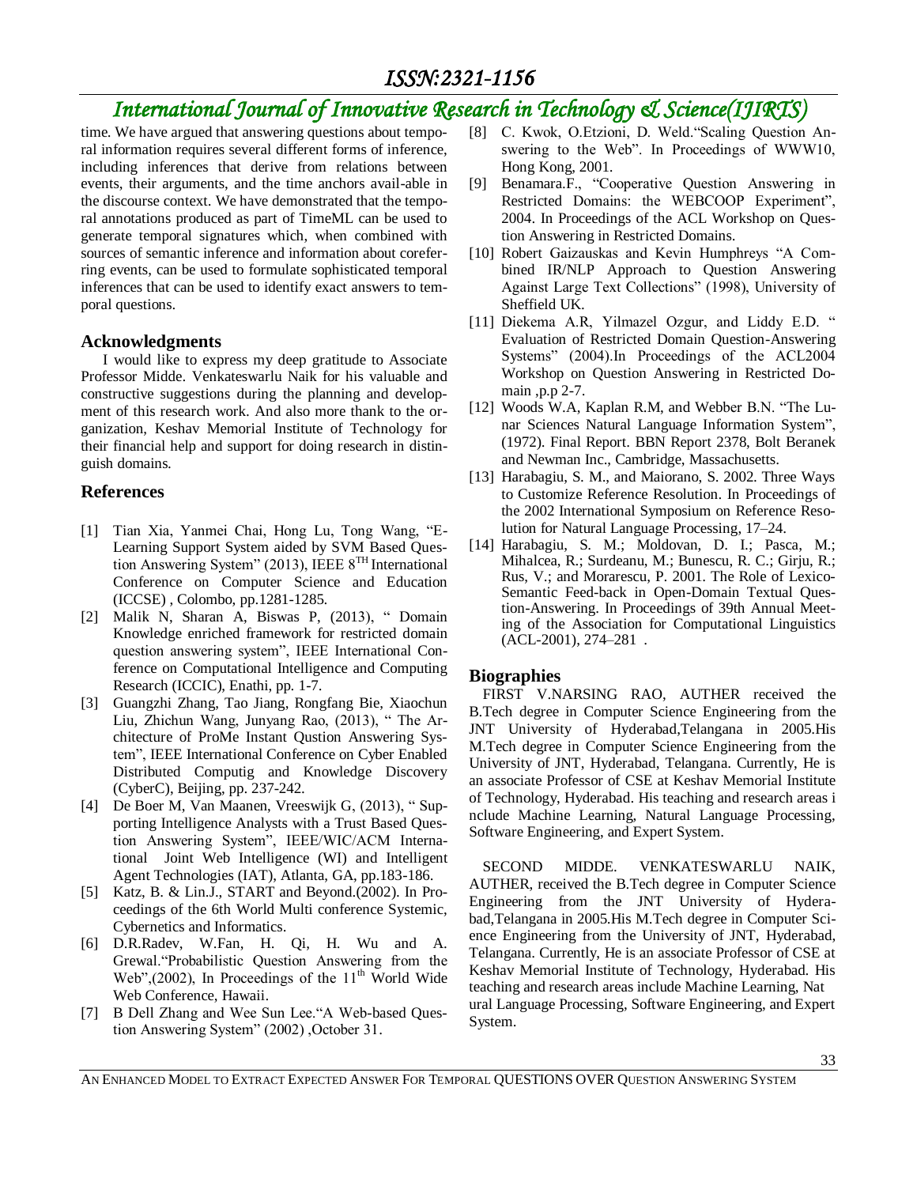time. We have argued that answering questions about temporal information requires several different forms of inference, including inferences that derive from relations between events, their arguments, and the time anchors avail-able in the discourse context. We have demonstrated that the temporal annotations produced as part of TimeML can be used to generate temporal signatures which, when combined with sources of semantic inference and information about coreferring events, can be used to formulate sophisticated temporal inferences that can be used to identify exact answers to temporal questions.

## Acknowledgments

I would like to express my deep gratitude to Associate Professor Midde. Venkateswarlu Naik for his valuable and constructive suggestions during the planning and development of this research work. And also more thank to the organization, Keshav Memorial Institute of Technology for their financial help and support for doing research in distinguish domains.

## References

[1] Tian Xia, Yanmei Chai, Hong Lu, Tong Wang, "E-Learning Support System aided by SVM Based Question Answering System" (2013), IEEE 8TH International Conference on Computer Science and Education (ICCSE) , Colombo, pp.1281-1285.

[2] Malik N, Sharan A, Biswas P, (2013), " Domain Knowledge enriched framework for restricted domain question answering system", IEEE International Conference on Computational Intelligence and Computing Research (ICCIC), Enathi, pp. 1-7.

[3] Guangzhi Zhang, Tao Jiang, Rongfang Bie, Xiaochun Liu, Zhichun Wang, Junyang Rao, (2013), " The Architecture of ProMe Instant Qustion Answering System", IEEE International Conference on Cyber Enabled Distributed Computig and Knowledge Discovery (CyberC), Beijing, pp. 237-242.

[4] De Boer M, Van Maanen, Vreeswijk G, (2013), " Supporting Intelligence Analysts with a Trust Based Question Answering System", IEEE/WIC/ACM International Joint Web Intelligence (WI) and Intelligent Agent Technologies (IAT), Atlanta, GA, pp.183-186.

[5] Katz, B. & Lin.J., START and Beyond.(2002). In Proceedings of the 6th World Multi conference Systemic, Cybernetics and Informatics.

[6] D.R.Radev, W.Fan, H. Qi, H. Wu and A. Grewal."Probabilistic Question Answering from the Web",(2002), In Proceedings of the 11th World Wide Web Conference, Hawaii.

[7] B Dell Zhang and Wee Sun Lee."A Web-based Question Answering System" (2002) ,October 31.

[8] C. Kwok, O.Etzioni, D. Weld."Scaling Question Answering to the Web". In Proceedings of WWW10, Hong Kong, 2001.

[9] Benamara.F., "Cooperative Question Answering in Restricted Domains: the WEBCOOP Experiment", 2004. In Proceedings of the ACL Workshop on Question Answering in Restricted Domains.

[10] Robert Gaizauskas and Kevin Humphreys "A Combined IR/NLP Approach to Question Answering Against Large Text Collections" (1998), University of Sheffield UK.

[11] Diekema A.R, Yilmazel Ozgur, and Liddy E.D. " Evaluation of Restricted Domain Question-Answering Systems" (2004).In Proceedings of the ACL2004 Workshop on Question Answering in Restricted Domain ,p.p 2-7.

[12] Woods W.A, Kaplan R.M, and Webber B.N. "The Lunar Sciences Natural Language Information System", (1972). Final Report. BBN Report 2378, Bolt Beranek and Newman Inc., Cambridge, Massachusetts.

[13] Harabagiu, S. M., and Maiorano, S. 2002. Three Ways to Customize Reference Resolution. In Proceedings of the 2002 International Symposium on Reference Resolution for Natural Language Processing, 17–24.

[14] Harabagiu, S. M.; Moldovan, D. I.; Pasca, M.; Mihalcea, R.; Surdeanu, M.; Bunescu, R. C.; Girju, R.; Rus, V.; and Morarescu, P. 2001. The Role of Lexico-Semantic Feed-back in Open-Domain Textual Question-Answering. In Proceedings of 39th Annual Meeting of the Association for Computational Linguistics (ACL-2001), 274–281 .

## Biographies

FIRST V.NARSING RAO, AUTHER received the B.Tech degree in Computer Science Engineering from the JNT University of Hyderabad,Telangana in 2005.His M.Tech degree in Computer Science Engineering from the University of JNT, Hyderabad, Telangana. Currently, He is an associate Professor of CSE at Keshav Memorial Institute of Technology, Hyderabad. His teaching and research areas i nclude Machine Learning, Natural Language Processing, Software Engineering, and Expert System.

SECOND MIDDE. VENKATESWARLU NAIK, AUTHER, received the B.Tech degree in Computer Science Engineering from the JNT University of Hyderabad,Telangana in 2005.His M.Tech degree in Computer Science Engineering from the University of JNT, Hyderabad, Telangana. Currently, He is an associate Professor of CSE at Keshav Memorial Institute of Technology, Hyderabad. His teaching and research areas include Machine Learning, Nat ural Language Processing, Software Engineering, and Expert System.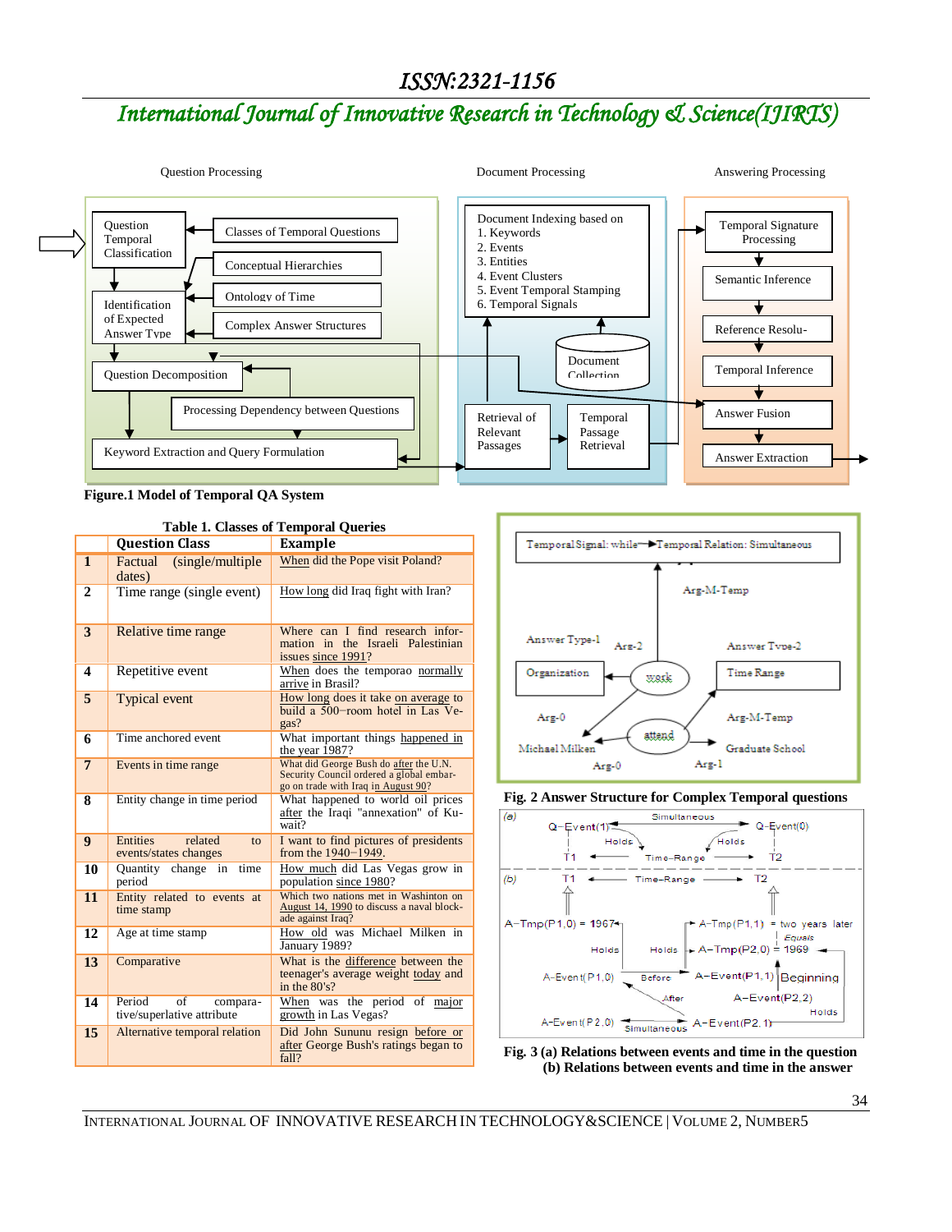Question Processing

Document Processing

Answering Processing

Question Temporal Classification

Classes of Temporal Questions

Conceptual Hierarchies

Ontology of Time

Identification of Expected Answer Type

Complex Answer Structures

Question Decomposition

Processing Dependency between Questions

Keyword Extraction and Query Formulation

Document Indexing based on
1. Keywords
2. Events
3. Entities
4. Event Clusters
5. Event Temporal Stamping
6. Temporal Signals

Document Collection

Retrieval of Relevant Passages

Temporal Passage Retrieval

Temporal Signature Processing

Semantic Inference

Reference Resolu-

Temporal Inference

Answer Fusion

Answer Extraction

**Figure.1 Model of Temporal QA System**

**Table 1. Classes of Temporal Queries**

| | Question Class | Example |
|---|---|---|
| 1 | Factual (single/multiple dates) | When did the Pope visit Poland? |
| 2 | Time range (single event) | How long did Iraq fight with Iran? |
| 3 | Relative time range | Where can I find research information in the Israeli Palestinian issues since 1991? |
| 4 | Repetitive event | When does the temporao normally arrive in Brasil? |
| 5 | Typical event | How long does it take on average to build a 500−room hotel in Las Vegas? |
| 6 | Time anchored event | What important things happened in the year 1987? |
| 7 | Events in time range | What did George Bush do after the U.N. Security Council ordered a global embargo on trade with Iraq in August 90? |
| 8 | Entity change in time period | What happened to world oil prices after the Iraqi "annexation" of Kuwait? |
| 9 | Entities related to events/states changes | I want to find pictures of presidents from the 1940−1949. |
| 10 | Quantity change in time period | How much did Las Vegas grow in population since 1980? |
| 11 | Entity related to events at time stamp | Which two nations met in Washinton on August 14, 1990 to discuss a naval blockade against Iraq? |
| 12 | Age at time stamp | How old was Michael Milken in January 1989? |
| 13 | Comparative | What is the difference between the teenager's average weight today and in the 80's? |
| 14 | Period of comparative/superlative attribute | When was the period of major growth in Las Vegas? |
| 15 | Alternative temporal relation | Did John Sununu resign before or after George Bush's ratings began to fall? |

Temporal Signal: while → Temporal Relation: Simultaneous

Arg-M-Temp

Answer Type-1

Arg-2

Answer Type-2

Organization

work

Time Range

Arg-0

Arg-M-Temp

attend

Michael Milken

Graduate School

Arg-0

Arg-1

**Fig. 2 Answer Structure for Complex Temporal questions**

(a)

Simultaneous

Q−Event(1)

Q−Event(0)

Holds

Holds

T1

Time−Range

T2

(b)

T1

Time−Range

T2

A−Tmp(P1,0) = 1967

A−Tmp(P1,1) = two years later

Equals

Holds

Holds

A−Tmp(P2,0) = 1969

A−Event(P1,0)

Before

A−Event(P1,1)

Beginning

After

A−Event(P2,2)

Holds

A−Event(P2,0)

Simultaneous

A−Event(P2,1)

**Fig. 3 (a) Relations between events and time in the question**
**(b) Relations between events and time in the answer**